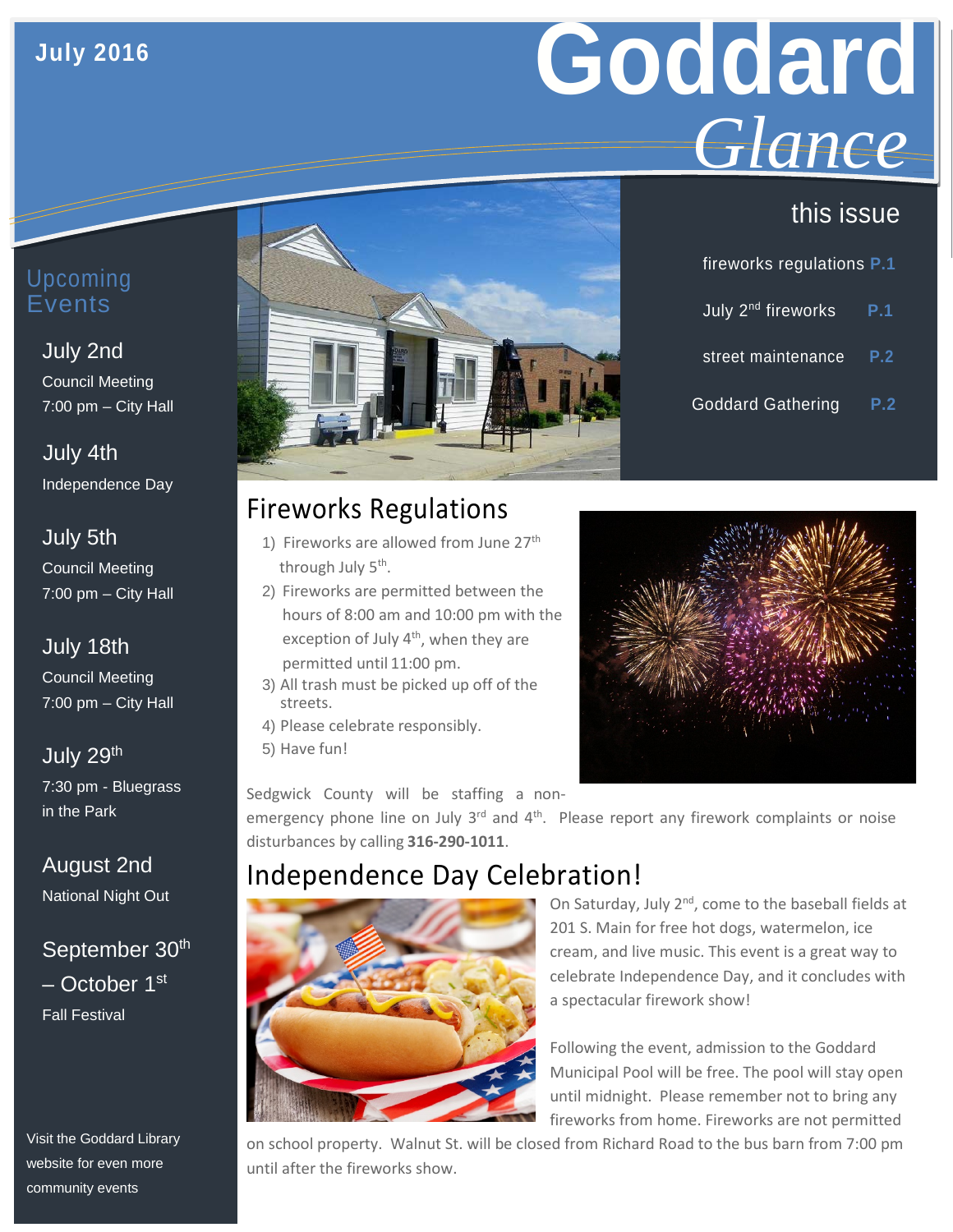July 2016

# Goddard *Glance*

## this issue

- fireworks regulations **P.1**
- July 2nd fireworks **P.1**
- street maintenance **P.2**
- Goddard Gathering **P.2**

## Upcoming Events

**July 2nd**
Council Meeting
7:00 pm – City Hall

**July 4th**
Independence Day

**July 5th**
Council Meeting
7:00 pm – City Hall

**July 18th**
Council Meeting
7:00 pm – City Hall

**July 29th**
7:30 pm - Bluegrass in the Park

**August 2nd**
National Night Out

**September 30th – October 1st**
Fall Festival

Visit the Goddard Library website for even more community events

## Fireworks Regulations

1) Fireworks are allowed from June 27th through July 5th.
2) Fireworks are permitted between the hours of 8:00 am and 10:00 pm with the exception of July 4th, when they are permitted until 11:00 pm.
3) All trash must be picked up off of the streets.
4) Please celebrate responsibly.
5) Have fun!

Sedgwick County will be staffing a non-emergency phone line on July 3rd and 4th. Please report any firework complaints or noise disturbances by calling **316-290-1011**.

## Independence Day Celebration!

On Saturday, July 2nd, come to the baseball fields at 201 S. Main for free hot dogs, watermelon, ice cream, and live music. This event is a great way to celebrate Independence Day, and it concludes with a spectacular firework show!

Following the event, admission to the Goddard Municipal Pool will be free. The pool will stay open until midnight. Please remember not to bring any fireworks from home. Fireworks are not permitted on school property. Walnut St. will be closed from Richard Road to the bus barn from 7:00 pm until after the fireworks show.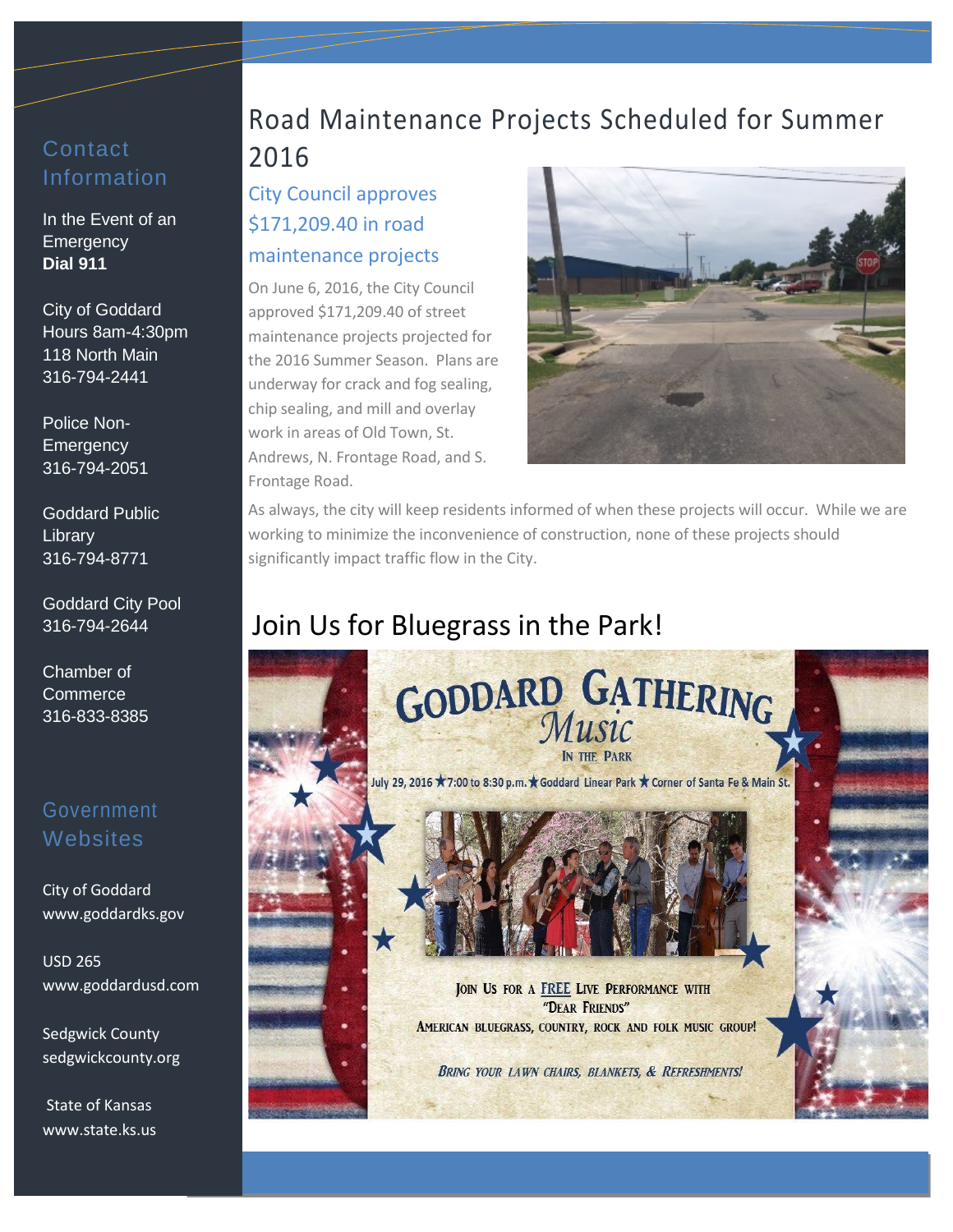## Contact Information

In the Event of an Emergency
**Dial 911**

City of Goddard
Hours 8am-4:30pm
118 North Main
316-794-2441

Police Non-Emergency
316-794-2051

Goddard Public Library
316-794-8771

Goddard City Pool
316-794-2644

Chamber of Commerce
316-833-8385

## Government Websites

City of Goddard
www.goddardks.gov

USD 265
www.goddardusd.com

Sedgwick County
sedgwickcounty.org

State of Kansas
www.state.ks.us

# Road Maintenance Projects Scheduled for Summer 2016

### City Council approves $171,209.40 in road maintenance projects

On June 6, 2016, the City Council approved $171,209.40 of street maintenance projects projected for the 2016 Summer Season. Plans are underway for crack and fog sealing, chip sealing, and mill and overlay work in areas of Old Town, St. Andrews, N. Frontage Road, and S. Frontage Road.

As always, the city will keep residents informed of when these projects will occur. While we are working to minimize the inconvenience of construction, none of these projects should significantly impact traffic flow in the City.

# Join Us for Bluegrass in the Park!

**GODDARD GATHERING Music IN THE PARK**

July 29, 2016 ★ 7:00 to 8:30 p.m. ★ Goddard Linear Park ★ Corner of Santa Fe & Main St.

JOIN US FOR A FREE LIVE PERFORMANCE WITH "DEAR FRIENDS"
AMERICAN BLUEGRASS, COUNTRY, ROCK AND FOLK MUSIC GROUP!

*BRING YOUR LAWN CHAIRS, BLANKETS, & REFRESHMENTS!*